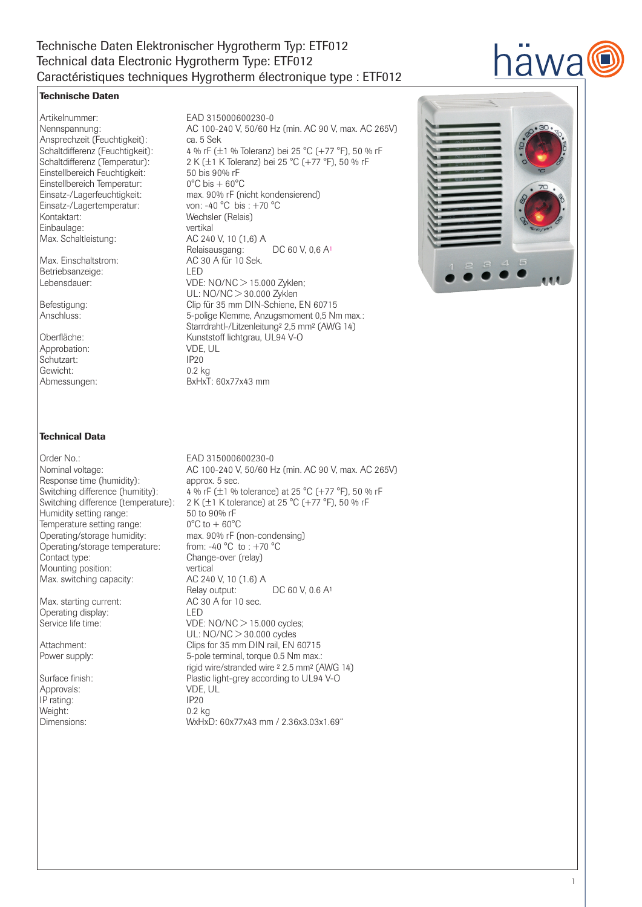# Technische Daten Elektronischer Hygrotherm Typ: ETF012
# Technical data Electronic Hygrotherm Type: ETF012
# Caractéristiques techniques Hygrotherm électronique type : ETF012

### Technische Daten

| | |
|---|---|
| Artikelnummer: | EAD 315000600230-0 |
| Nennspannung: | AC 100-240 V, 50/60 Hz (min. AC 90 V, max. AC 265V) |
| Ansprechzeit (Feuchtigkeit): | ca. 5 Sek |
| Schaltdifferenz (Feuchtigkeit): | 4 % rF (±1 % Toleranz) bei 25 °C (+77 °F), 50 % rF |
| Schaltdifferenz (Temperatur): | 2 K (±1 K Toleranz) bei 25 °C (+77 °F), 50 % rF |
| Einstellbereich Feuchtigkeit: | 50 bis 90% rF |
| Einstellbereich Temperatur: | 0°C bis + 60°C |
| Einsatz-/Lagerfeuchtigkeit: | max. 90% rF (nicht kondensierend) |
| Einsatz-/Lagertemperatur: | von: -40 °C bis : +70 °C |
| Kontaktart: | Wechsler (Relais) |
| Einbaulage: | vertikal |
| Max. Schaltleistung: | AC 240 V, 10 (1,6) A<br>Relaisausgang: DC 60 V, 0,6 A[1] |
| Max. Einschaltstrom: | AC 30 A für 10 Sek. |
| Betriebsanzeige: | LED |
| Lebensdauer: | VDE: NO/NC > 15.000 Zyklen;<br>UL: NO/NC > 30.000 Zyklen |
| Befestigung: | Clip für 35 mm DIN-Schiene, EN 60715 |
| Anschluss: | 5-polige Klemme, Anzugsmoment 0,5 Nm max.:<br>Starrdrahtl-/Litzenleitung[2] 2,5 mm² (AWG 14) |
| Oberfläche: | Kunststoff lichtgrau, UL94 V-O |
| Approbation: | VDE, UL |
| Schutzart: | IP20 |
| Gewicht: | 0.2 kg |
| Abmessungen: | BxHxT: 60x77x43 mm |

### Technical Data

| | |
|---|---|
| Order No.: | EAD 315000600230-0 |
| Nominal voltage: | AC 100-240 V, 50/60 Hz (min. AC 90 V, max. AC 265V) |
| Response time (humidity): | approx. 5 sec. |
| Switching difference (humitity): | 4 % rF (±1 % tolerance) at 25 °C (+77 °F), 50 % rF |
| Switching difference (temperature): | 2 K (±1 K tolerance) at 25 °C (+77 °F), 50 % rF |
| Humidity setting range: | 50 to 90% rF |
| Temperature setting range: | 0°C to + 60°C |
| Operating/storage humidity: | max. 90% rF (non-condensing) |
| Operating/storage temperature: | from: -40 °C to : +70 °C |
| Contact type: | Change-over (relay) |
| Mounting position: | vertical |
| Max. switching capacity: | AC 240 V, 10 (1.6) A<br>Relay output: DC 60 V, 0.6 A[1] |
| Max. starting current: | AC 30 A for 10 sec. |
| Operating display: | LED |
| Service life time: | VDE: NO/NC > 15.000 cycles;<br>UL: NO/NC > 30.000 cycles |
| Attachment: | Clips for 35 mm DIN rail, EN 60715 |
| Power supply: | 5-pole terminal, torque 0.5 Nm max.:<br>rigid wire/stranded wire [2] 2.5 mm² (AWG 14) |
| Surface finish: | Plastic light-grey according to UL94 V-O |
| Approvals: | VDE, UL |
| IP rating: | IP20 |
| Weight: | 0.2 kg |
| Dimensions: | WxHxD: 60x77x43 mm / 2.36x3.03x1.69" |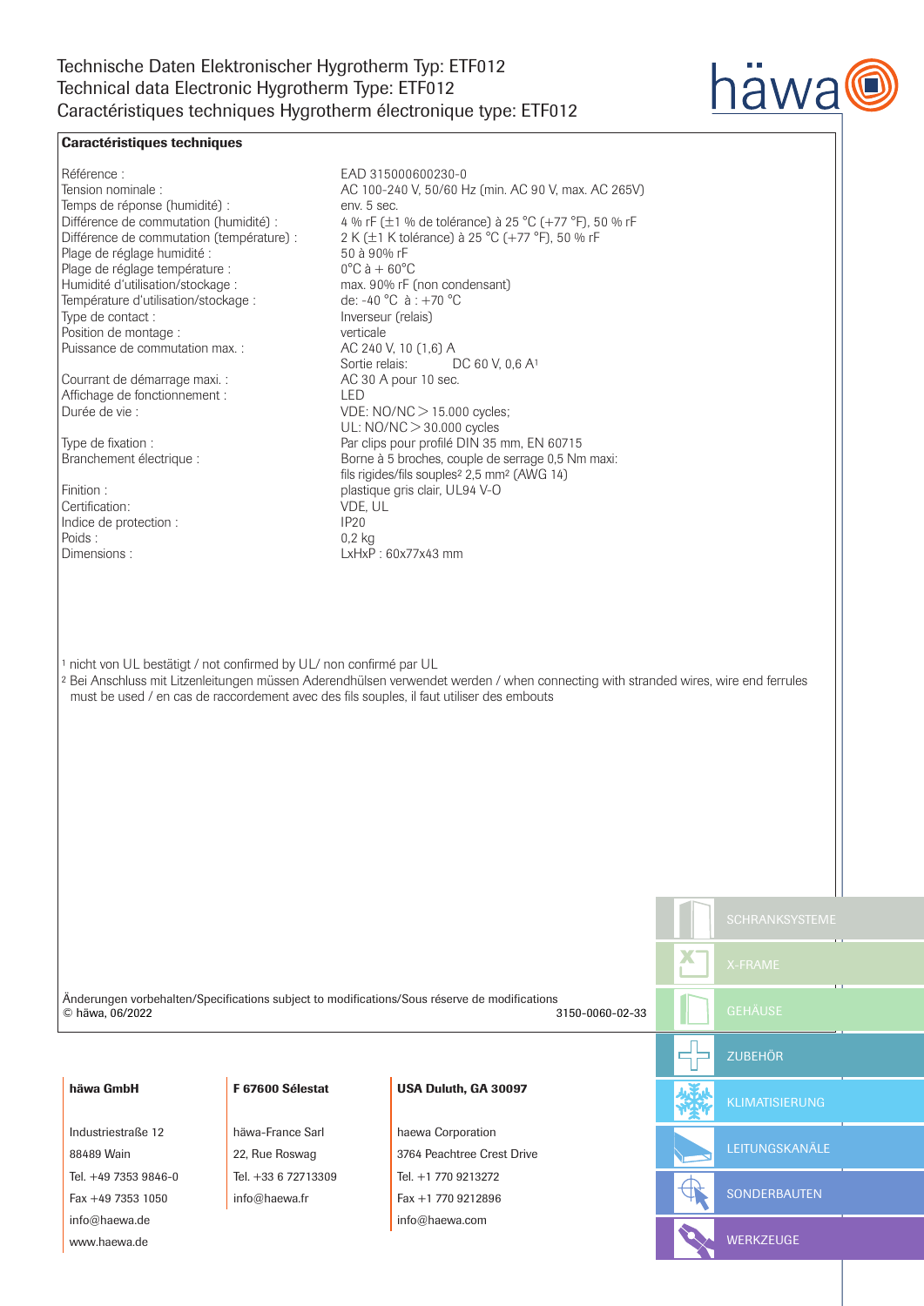Technische Daten Elektronischer Hygrotherm Typ: ETF012
Technical data Electronic Hygrotherm Type: ETF012
Caractéristiques techniques Hygrotherm électronique type: ETF012

**Caractéristiques techniques**

| | |
|---|---|
| Référence : | EAD 315000600230-0 |
| Tension nominale : | AC 100-240 V, 50/60 Hz (min. AC 90 V, max. AC 265V) |
| Temps de réponse (humidité) : | env. 5 sec. |
| Différence de commutation (humidité) : | 4 % rF (±1 % de tolérance) à 25 °C (+77 °F), 50 % rF |
| Différence de commutation (température) : | 2 K (±1 K tolérance) à 25 °C (+77 °F), 50 % rF |
| Plage de réglage humidité : | 50 à 90% rF |
| Plage de réglage température : | 0°C à + 60°C |
| Humidité d'utilisation/stockage : | max. 90% rF (non condensant) |
| Température d'utilisation/stockage : | de: -40 °C à : +70 °C |
| Type de contact : | Inverseur (relais) |
| Position de montage : | verticale |
| Puissance de commutation max. : | AC 240 V, 10 (1,6) A<br>Sortie relais: DC 60 V, 0,6 A[1] |
| Courrant de démarrage maxi. : | AC 30 A pour 10 sec. |
| Affichage de fonctionnement : | LED |
| Durée de vie : | VDE: NO/NC > 15.000 cycles;<br>UL: NO/NC > 30.000 cycles |
| Type de fixation : | Par clips pour profilé DIN 35 mm, EN 60715 |
| Branchement électrique : | Borne à 5 broches, couple de serrage 0,5 Nm maxi:<br>fils rigides/fils souples[2] 2,5 mm² (AWG 14) |
| Finition : | plastique gris clair, UL94 V-O |
| Certification: | VDE, UL |
| Indice de protection : | IP20 |
| Poids : | 0,2 kg |
| Dimensions : | LxHxP : 60x77x43 mm |

[1] nicht von UL bestätigt / not confirmed by UL/ non confirmé par UL

[2] Bei Anschluss mit Litzenleitungen müssen Aderendhülsen verwendet werden / when connecting with stranded wires, wire end ferrules must be used / en cas de raccordement avec des fils souples, il faut utiliser des embouts

Änderungen vorbehalten/Specifications subject to modifications/Sous réserve de modifications
© häwa, 06/2022

3150-0060-02-33

**häwa GmbH**

Industriestraße 12
88489 Wain
Tel. +49 7353 9846-0
Fax +49 7353 1050
info@haewa.de
www.haewa.de

**F 67600 Sélestat**

häwa-France Sarl
22, Rue Roswag
Tel. +33 6 72713309
info@haewa.fr

**USA Duluth, GA 30097**

haewa Corporation
3764 Peachtree Crest Drive
Tel. +1 770 9213272
Fax +1 770 9212896
info@haewa.com

SCHRANKSYSTEME
X-FRAME
GEHÄUSE
ZUBEHÖR
KLIMATISIERUNG
LEITUNGSKANÄLE
SONDERBAUTEN
WERKZEUGE